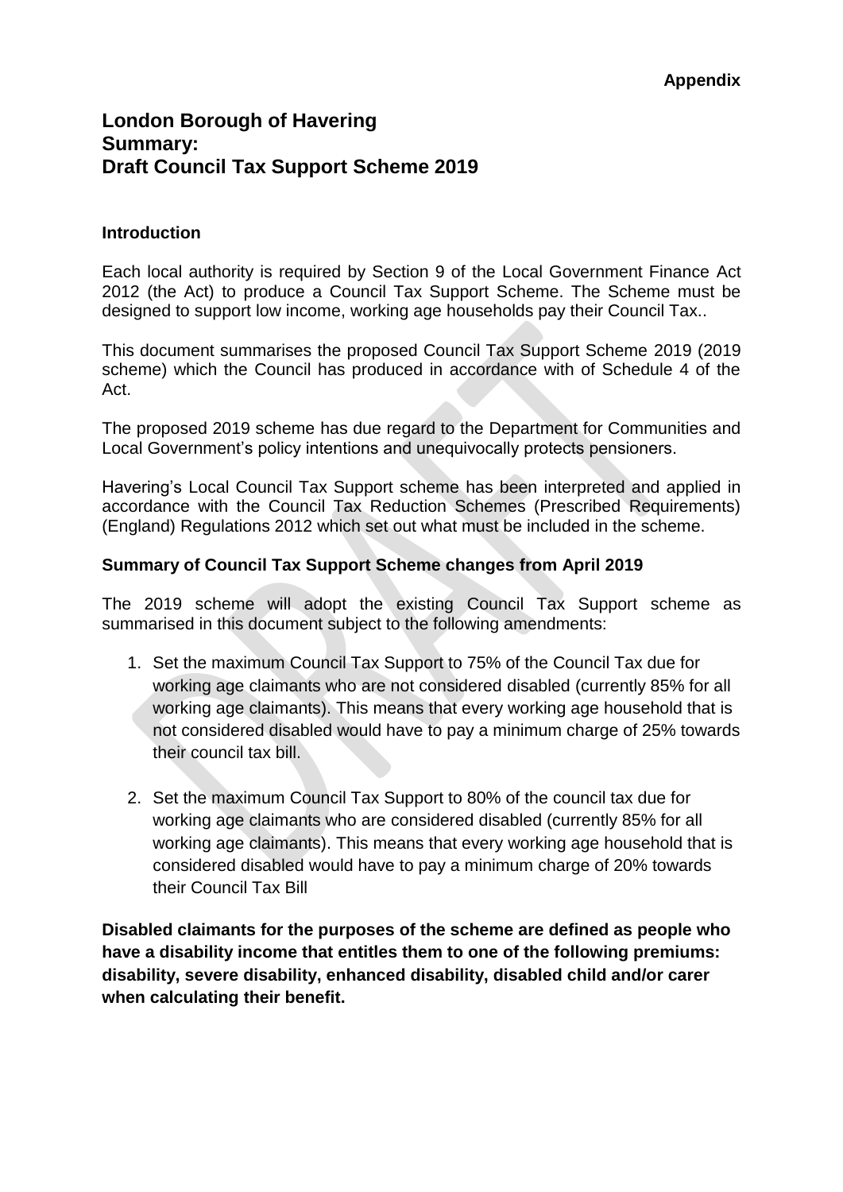**Appendix**

# London Borough of Havering Summary: Draft Council Tax Support Scheme 2019

## Introduction

Each local authority is required by Section 9 of the Local Government Finance Act 2012 (the Act) to produce a Council Tax Support Scheme. The Scheme must be designed to support low income, working age households pay their Council Tax..

This document summarises the proposed Council Tax Support Scheme 2019 (2019 scheme) which the Council has produced in accordance with of Schedule 4 of the Act.

The proposed 2019 scheme has due regard to the Department for Communities and Local Government's policy intentions and unequivocally protects pensioners.

Havering's Local Council Tax Support scheme has been interpreted and applied in accordance with the Council Tax Reduction Schemes (Prescribed Requirements) (England) Regulations 2012 which set out what must be included in the scheme.

## Summary of Council Tax Support Scheme changes from April 2019

The 2019 scheme will adopt the existing Council Tax Support scheme as summarised in this document subject to the following amendments:

1. Set the maximum Council Tax Support to 75% of the Council Tax due for working age claimants who are not considered disabled (currently 85% for all working age claimants). This means that every working age household that is not considered disabled would have to pay a minimum charge of 25% towards their council tax bill.

2. Set the maximum Council Tax Support to 80% of the council tax due for working age claimants who are considered disabled (currently 85% for all working age claimants). This means that every working age household that is considered disabled would have to pay a minimum charge of 20% towards their Council Tax Bill

**Disabled claimants for the purposes of the scheme are defined as people who have a disability income that entitles them to one of the following premiums: disability, severe disability, enhanced disability, disabled child and/or carer when calculating their benefit.**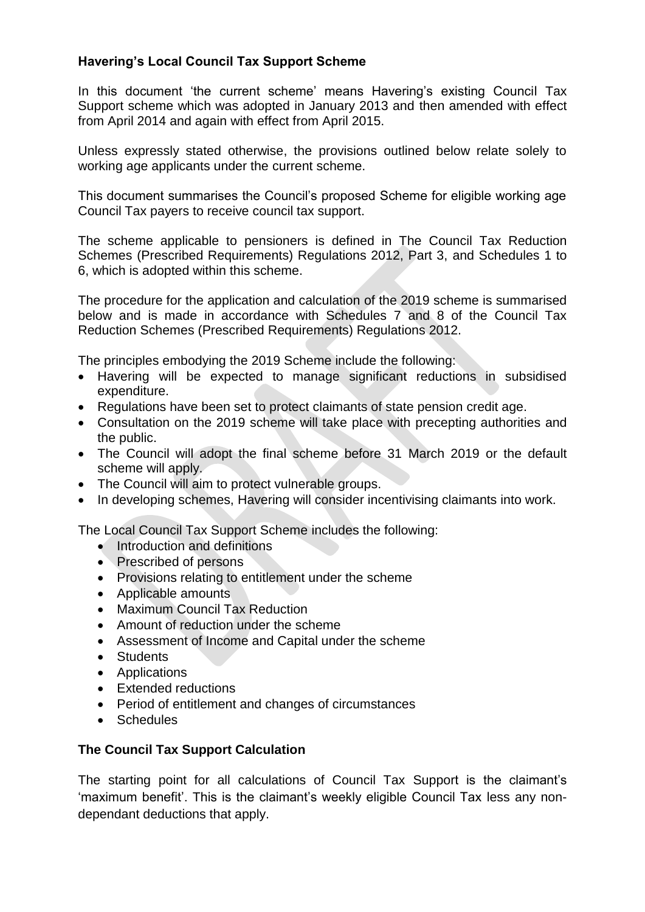## Havering's Local Council Tax Support Scheme

In this document 'the current scheme' means Havering's existing Council Tax Support scheme which was adopted in January 2013 and then amended with effect from April 2014 and again with effect from April 2015.

Unless expressly stated otherwise, the provisions outlined below relate solely to working age applicants under the current scheme.

This document summarises the Council's proposed Scheme for eligible working age Council Tax payers to receive council tax support.

The scheme applicable to pensioners is defined in The Council Tax Reduction Schemes (Prescribed Requirements) Regulations 2012, Part 3, and Schedules 1 to 6, which is adopted within this scheme.

The procedure for the application and calculation of the 2019 scheme is summarised below and is made in accordance with Schedules 7 and 8 of the Council Tax Reduction Schemes (Prescribed Requirements) Regulations 2012.

The principles embodying the 2019 Scheme include the following:

- Havering will be expected to manage significant reductions in subsidised expenditure.
- Regulations have been set to protect claimants of state pension credit age.
- Consultation on the 2019 scheme will take place with precepting authorities and the public.
- The Council will adopt the final scheme before 31 March 2019 or the default scheme will apply.
- The Council will aim to protect vulnerable groups.
- In developing schemes, Havering will consider incentivising claimants into work.

The Local Council Tax Support Scheme includes the following:

- Introduction and definitions
- Prescribed of persons
- Provisions relating to entitlement under the scheme
- Applicable amounts
- Maximum Council Tax Reduction
- Amount of reduction under the scheme
- Assessment of Income and Capital under the scheme
- Students
- Applications
- Extended reductions
- Period of entitlement and changes of circumstances
- Schedules

## The Council Tax Support Calculation

The starting point for all calculations of Council Tax Support is the claimant's 'maximum benefit'. This is the claimant's weekly eligible Council Tax less any non-dependant deductions that apply.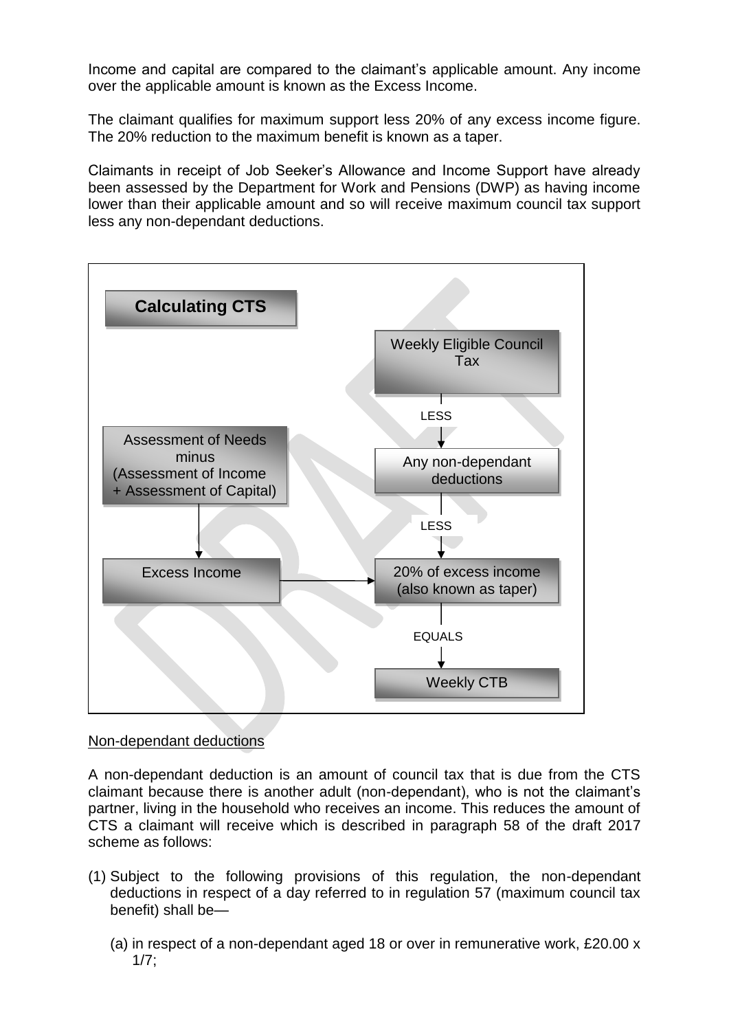Income and capital are compared to the claimant's applicable amount. Any income over the applicable amount is known as the Excess Income.

The claimant qualifies for maximum support less 20% of any excess income figure. The 20% reduction to the maximum benefit is known as a taper.

Claimants in receipt of Job Seeker's Allowance and Income Support have already been assessed by the Department for Work and Pensions (DWP) as having income lower than their applicable amount and so will receive maximum council tax support less any non-dependant deductions.

**Calculating CTS**

- Weekly Eligible Council Tax
- LESS
- Any non-dependant deductions
- LESS
- 20% of excess income (also known as taper)
- EQUALS
- Weekly CTB

Assessment of Needs minus (Assessment of Income + Assessment of Capital) → Excess Income → 20% of excess income (also known as taper)

Non-dependant deductions

A non-dependant deduction is an amount of council tax that is due from the CTS claimant because there is another adult (non-dependant), who is not the claimant's partner, living in the household who receives an income. This reduces the amount of CTS a claimant will receive which is described in paragraph 58 of the draft 2017 scheme as follows:

(1) Subject to the following provisions of this regulation, the non-dependant deductions in respect of a day referred to in regulation 57 (maximum council tax benefit) shall be—

   (a) in respect of a non-dependant aged 18 or over in remunerative work, £20.00 x 1/7;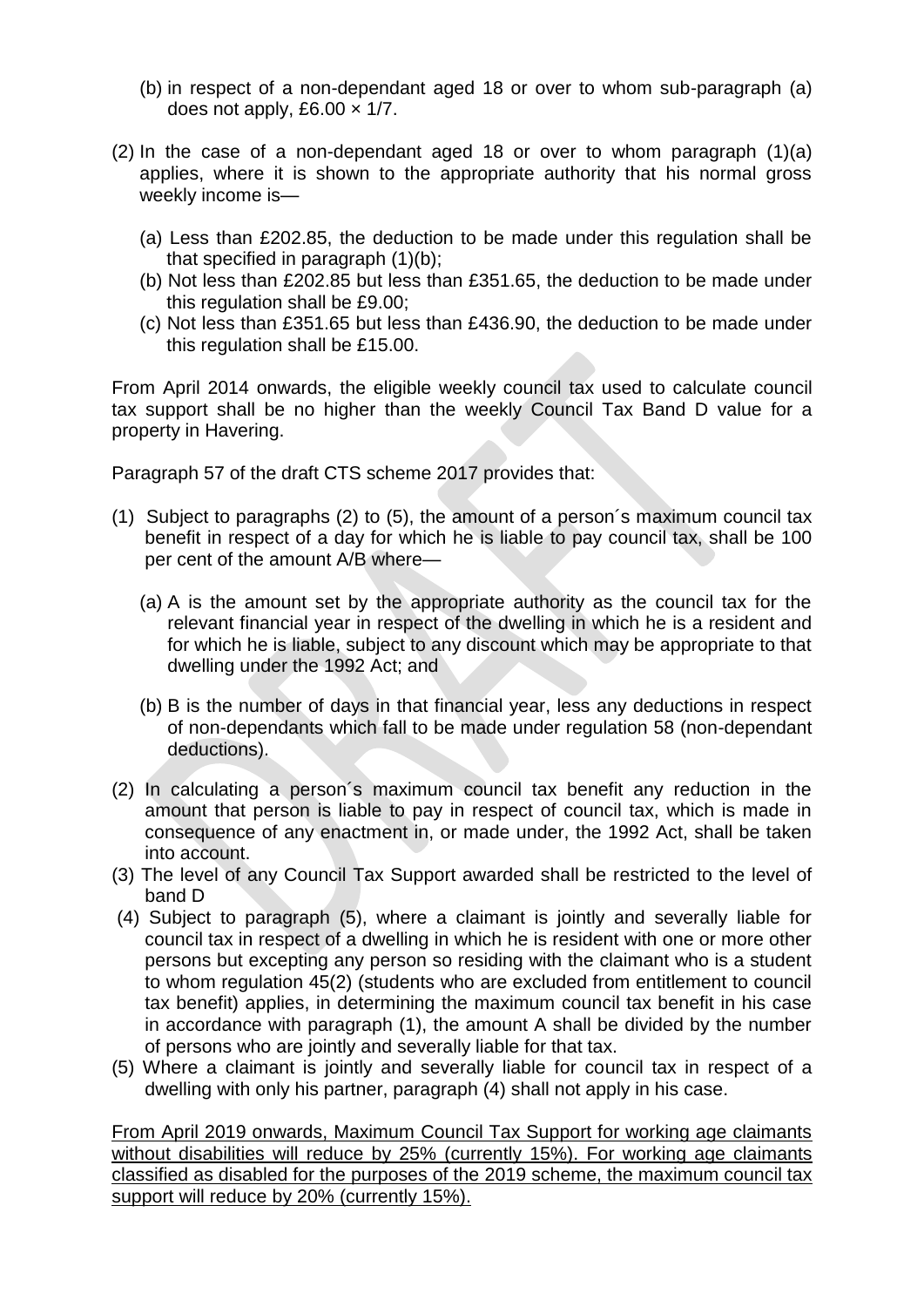(b) in respect of a non-dependant aged 18 or over to whom sub-paragraph (a) does not apply, £6.00 × 1/7.

(2) In the case of a non-dependant aged 18 or over to whom paragraph (1)(a) applies, where it is shown to the appropriate authority that his normal gross weekly income is—

   (a) Less than £202.85, the deduction to be made under this regulation shall be that specified in paragraph (1)(b);
   (b) Not less than £202.85 but less than £351.65, the deduction to be made under this regulation shall be £9.00;
   (c) Not less than £351.65 but less than £436.90, the deduction to be made under this regulation shall be £15.00.

From April 2014 onwards, the eligible weekly council tax used to calculate council tax support shall be no higher than the weekly Council Tax Band D value for a property in Havering.

Paragraph 57 of the draft CTS scheme 2017 provides that:

(1) Subject to paragraphs (2) to (5), the amount of a person´s maximum council tax benefit in respect of a day for which he is liable to pay council tax, shall be 100 per cent of the amount A/B where—

   (a) A is the amount set by the appropriate authority as the council tax for the relevant financial year in respect of the dwelling in which he is a resident and for which he is liable, subject to any discount which may be appropriate to that dwelling under the 1992 Act; and

   (b) B is the number of days in that financial year, less any deductions in respect of non-dependants which fall to be made under regulation 58 (non-dependant deductions).

(2) In calculating a person´s maximum council tax benefit any reduction in the amount that person is liable to pay in respect of council tax, which is made in consequence of any enactment in, or made under, the 1992 Act, shall be taken into account.
(3) The level of any Council Tax Support awarded shall be restricted to the level of band D
(4) Subject to paragraph (5), where a claimant is jointly and severally liable for council tax in respect of a dwelling in which he is resident with one or more other persons but excepting any person so residing with the claimant who is a student to whom regulation 45(2) (students who are excluded from entitlement to council tax benefit) applies, in determining the maximum council tax benefit in his case in accordance with paragraph (1), the amount A shall be divided by the number of persons who are jointly and severally liable for that tax.
(5) Where a claimant is jointly and severally liable for council tax in respect of a dwelling with only his partner, paragraph (4) shall not apply in his case.

<u>From April 2019 onwards, Maximum Council Tax Support for working age claimants without disabilities will reduce by 25% (currently 15%). For working age claimants classified as disabled for the purposes of the 2019 scheme, the maximum council tax support will reduce by 20% (currently 15%).</u>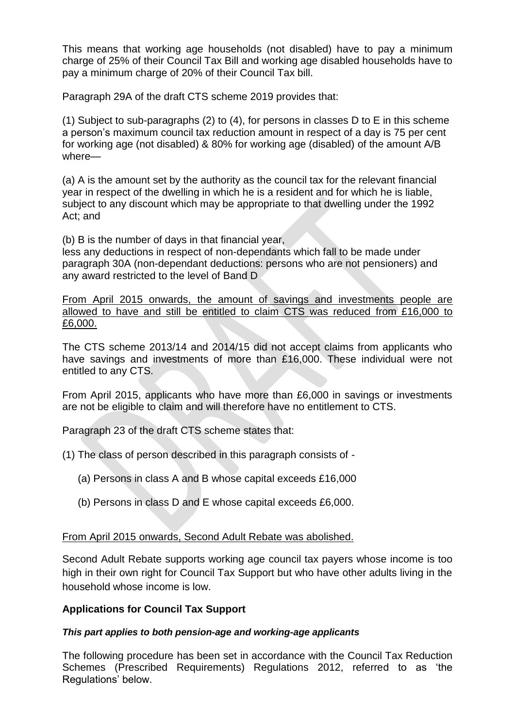This means that working age households (not disabled) have to pay a minimum charge of 25% of their Council Tax Bill and working age disabled households have to pay a minimum charge of 20% of their Council Tax bill.

Paragraph 29A of the draft CTS scheme 2019 provides that:

(1) Subject to sub-paragraphs (2) to (4), for persons in classes D to E in this scheme a person's maximum council tax reduction amount in respect of a day is 75 per cent for working age (not disabled) & 80% for working age (disabled) of the amount A/B where—

(a) A is the amount set by the authority as the council tax for the relevant financial year in respect of the dwelling in which he is a resident and for which he is liable, subject to any discount which may be appropriate to that dwelling under the 1992 Act; and

(b) B is the number of days in that financial year,
less any deductions in respect of non-dependants which fall to be made under paragraph 30A (non-dependant deductions: persons who are not pensioners) and any award restricted to the level of Band D

<u>From April 2015 onwards, the amount of savings and investments people are allowed to have and still be entitled to claim CTS was reduced from £16,000 to £6,000.</u>

The CTS scheme 2013/14 and 2014/15 did not accept claims from applicants who have savings and investments of more than £16,000. These individual were not entitled to any CTS.

From April 2015, applicants who have more than £6,000 in savings or investments are not be eligible to claim and will therefore have no entitlement to CTS.

Paragraph 23 of the draft CTS scheme states that:

(1) The class of person described in this paragraph consists of -

(a) Persons in class A and B whose capital exceeds £16,000

(b) Persons in class D and E whose capital exceeds £6,000.

<u>From April 2015 onwards, Second Adult Rebate was abolished.</u>

Second Adult Rebate supports working age council tax payers whose income is too high in their own right for Council Tax Support but who have other adults living in the household whose income is low.

**Applications for Council Tax Support**

***This part applies to both pension-age and working-age applicants***

The following procedure has been set in accordance with the Council Tax Reduction Schemes (Prescribed Requirements) Regulations 2012, referred to as 'the Regulations' below.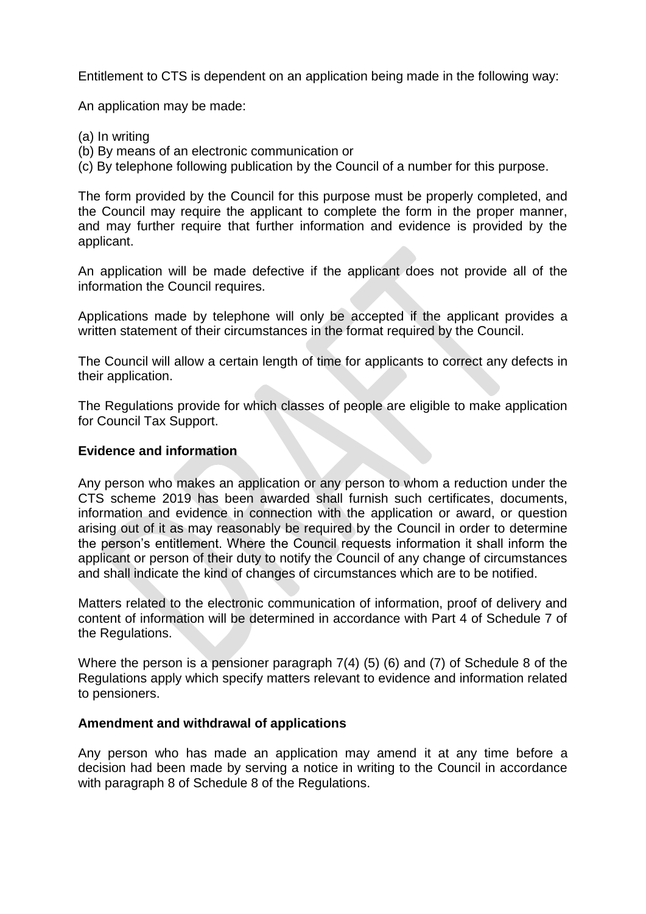Entitlement to CTS is dependent on an application being made in the following way:

An application may be made:

(a) In writing
(b) By means of an electronic communication or
(c) By telephone following publication by the Council of a number for this purpose.

The form provided by the Council for this purpose must be properly completed, and the Council may require the applicant to complete the form in the proper manner, and may further require that further information and evidence is provided by the applicant.

An application will be made defective if the applicant does not provide all of the information the Council requires.

Applications made by telephone will only be accepted if the applicant provides a written statement of their circumstances in the format required by the Council.

The Council will allow a certain length of time for applicants to correct any defects in their application.

The Regulations provide for which classes of people are eligible to make application for Council Tax Support.

**Evidence and information**

Any person who makes an application or any person to whom a reduction under the CTS scheme 2019 has been awarded shall furnish such certificates, documents, information and evidence in connection with the application or award, or question arising out of it as may reasonably be required by the Council in order to determine the person's entitlement. Where the Council requests information it shall inform the applicant or person of their duty to notify the Council of any change of circumstances and shall indicate the kind of changes of circumstances which are to be notified.

Matters related to the electronic communication of information, proof of delivery and content of information will be determined in accordance with Part 4 of Schedule 7 of the Regulations.

Where the person is a pensioner paragraph 7(4) (5) (6) and (7) of Schedule 8 of the Regulations apply which specify matters relevant to evidence and information related to pensioners.

**Amendment and withdrawal of applications**

Any person who has made an application may amend it at any time before a decision had been made by serving a notice in writing to the Council in accordance with paragraph 8 of Schedule 8 of the Regulations.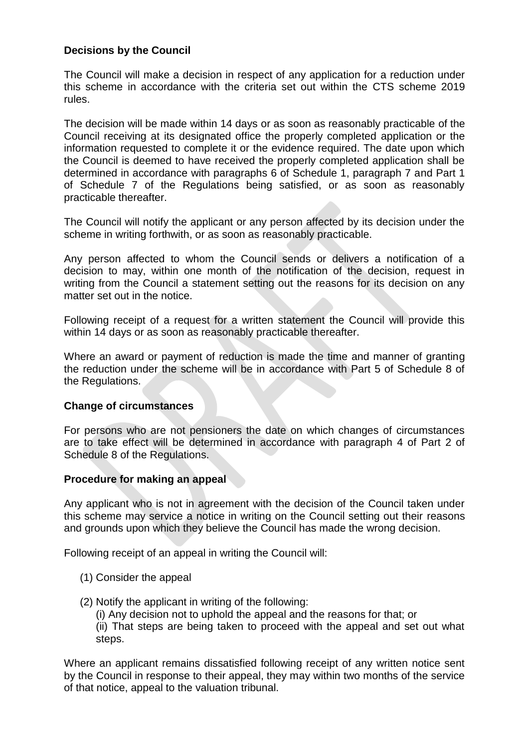### Decisions by the Council

The Council will make a decision in respect of any application for a reduction under this scheme in accordance with the criteria set out within the CTS scheme 2019 rules.

The decision will be made within 14 days or as soon as reasonably practicable of the Council receiving at its designated office the properly completed application or the information requested to complete it or the evidence required. The date upon which the Council is deemed to have received the properly completed application shall be determined in accordance with paragraphs 6 of Schedule 1, paragraph 7 and Part 1 of Schedule 7 of the Regulations being satisfied, or as soon as reasonably practicable thereafter.

The Council will notify the applicant or any person affected by its decision under the scheme in writing forthwith, or as soon as reasonably practicable.

Any person affected to whom the Council sends or delivers a notification of a decision to may, within one month of the notification of the decision, request in writing from the Council a statement setting out the reasons for its decision on any matter set out in the notice.

Following receipt of a request for a written statement the Council will provide this within 14 days or as soon as reasonably practicable thereafter.

Where an award or payment of reduction is made the time and manner of granting the reduction under the scheme will be in accordance with Part 5 of Schedule 8 of the Regulations.

### Change of circumstances

For persons who are not pensioners the date on which changes of circumstances are to take effect will be determined in accordance with paragraph 4 of Part 2 of Schedule 8 of the Regulations.

### Procedure for making an appeal

Any applicant who is not in agreement with the decision of the Council taken under this scheme may service a notice in writing on the Council setting out their reasons and grounds upon which they believe the Council has made the wrong decision.

Following receipt of an appeal in writing the Council will:

(1) Consider the appeal

(2) Notify the applicant in writing of the following:
   (i) Any decision not to uphold the appeal and the reasons for that; or
   (ii) That steps are being taken to proceed with the appeal and set out what steps.

Where an applicant remains dissatisfied following receipt of any written notice sent by the Council in response to their appeal, they may within two months of the service of that notice, appeal to the valuation tribunal.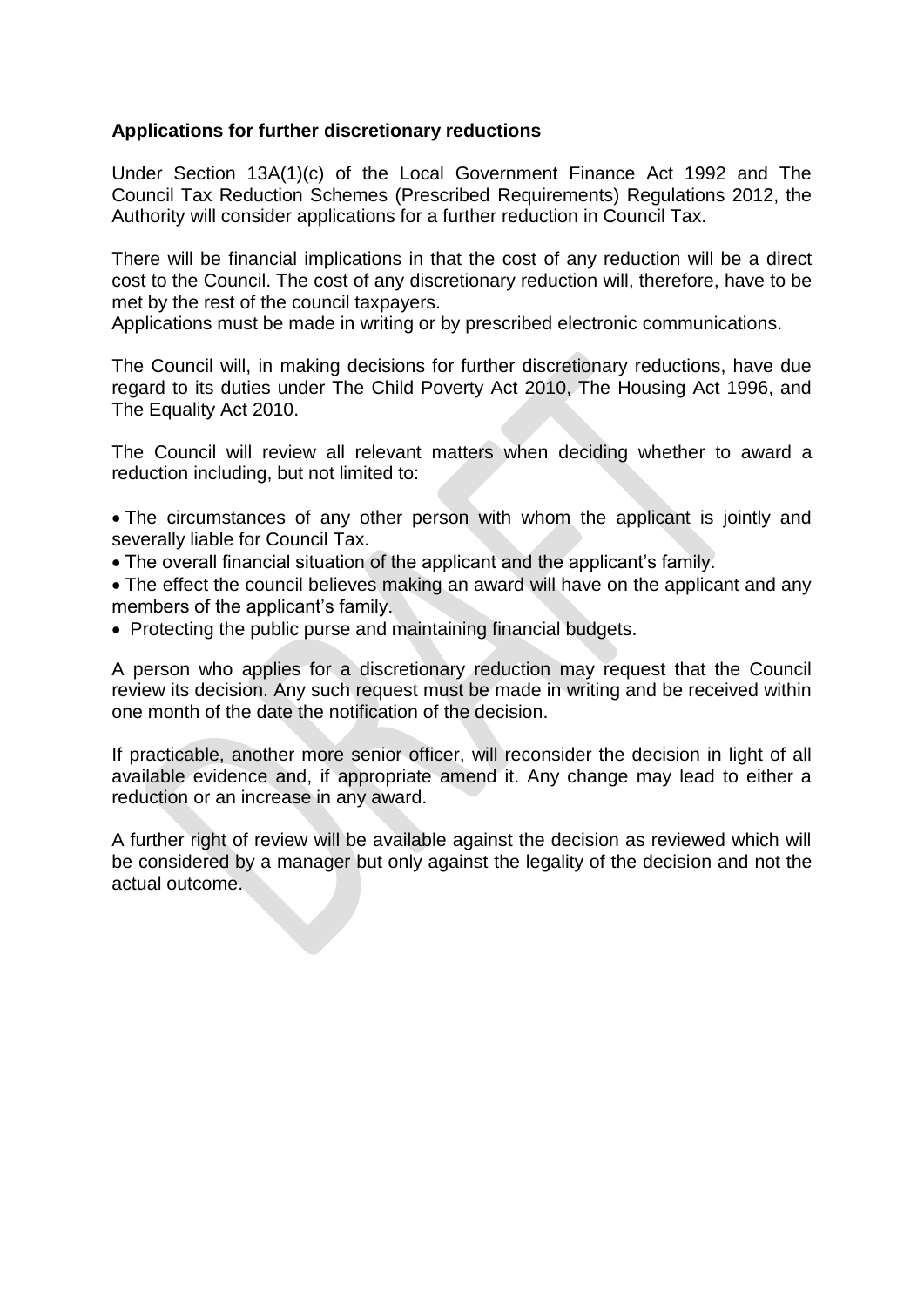**Applications for further discretionary reductions**

Under Section 13A(1)(c) of the Local Government Finance Act 1992 and The Council Tax Reduction Schemes (Prescribed Requirements) Regulations 2012, the Authority will consider applications for a further reduction in Council Tax.

There will be financial implications in that the cost of any reduction will be a direct cost to the Council. The cost of any discretionary reduction will, therefore, have to be met by the rest of the council taxpayers.
Applications must be made in writing or by prescribed electronic communications.

The Council will, in making decisions for further discretionary reductions, have due regard to its duties under The Child Poverty Act 2010, The Housing Act 1996, and The Equality Act 2010.

The Council will review all relevant matters when deciding whether to award a reduction including, but not limited to:

- The circumstances of any other person with whom the applicant is jointly and severally liable for Council Tax.
- The overall financial situation of the applicant and the applicant's family.
- The effect the council believes making an award will have on the applicant and any members of the applicant's family.
- Protecting the public purse and maintaining financial budgets.

A person who applies for a discretionary reduction may request that the Council review its decision. Any such request must be made in writing and be received within one month of the date the notification of the decision.

If practicable, another more senior officer, will reconsider the decision in light of all available evidence and, if appropriate amend it. Any change may lead to either a reduction or an increase in any award.

A further right of review will be available against the decision as reviewed which will be considered by a manager but only against the legality of the decision and not the actual outcome.